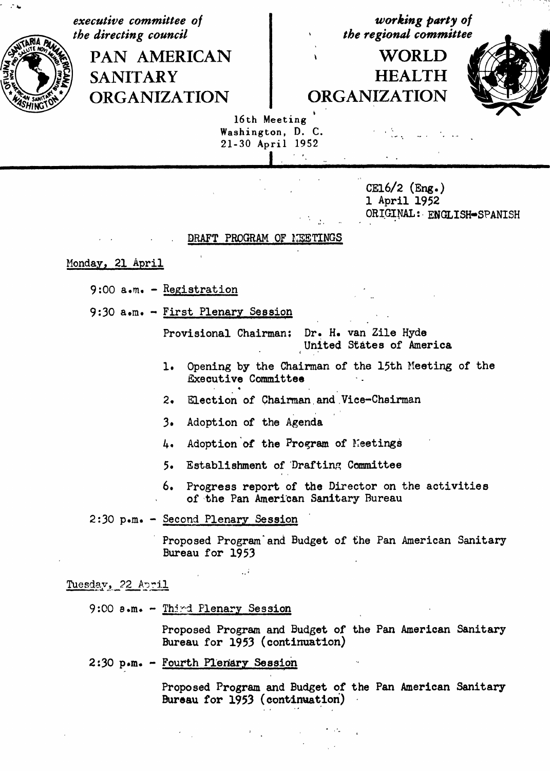*executive committee of the directing council*

# PAN AMERICAN SANITARY ORGANIZATION

*working party of the regional committee*

# WORLD HEALTH ORGANIZATION

16th Meeting
Washington, D. C.
21-30 April 1952

CE16/2 (Eng.)
1 April 1952
ORIGINAL: ENGLISH-SPANISH

## DRAFT PROGRAM OF MEETINGS

### Monday, 21 April

9:00 a.m. - Registration

9:30 a.m. - First Plenary Session

Provisional Chairman: Dr. H. van Zile Hyde
United States of America

1. Opening by the Chairman of the 15th Meeting of the Executive Committee
2. Election of Chairman and Vice-Chairman
3. Adoption of the Agenda
4. Adoption of the Program of Meetings
5. Establishment of Drafting Committee
6. Progress report of the Director on the activities of the Pan American Sanitary Bureau

2:30 p.m. - Second Plenary Session

Proposed Program and Budget of the Pan American Sanitary Bureau for 1953

### Tuesday, 22 April

9:00 a.m. - Third Plenary Session

Proposed Program and Budget of the Pan American Sanitary Bureau for 1953 (continuation)

2:30 p.m. - Fourth Plenary Session

Proposed Program and Budget of the Pan American Sanitary Bureau for 1953 (continuation)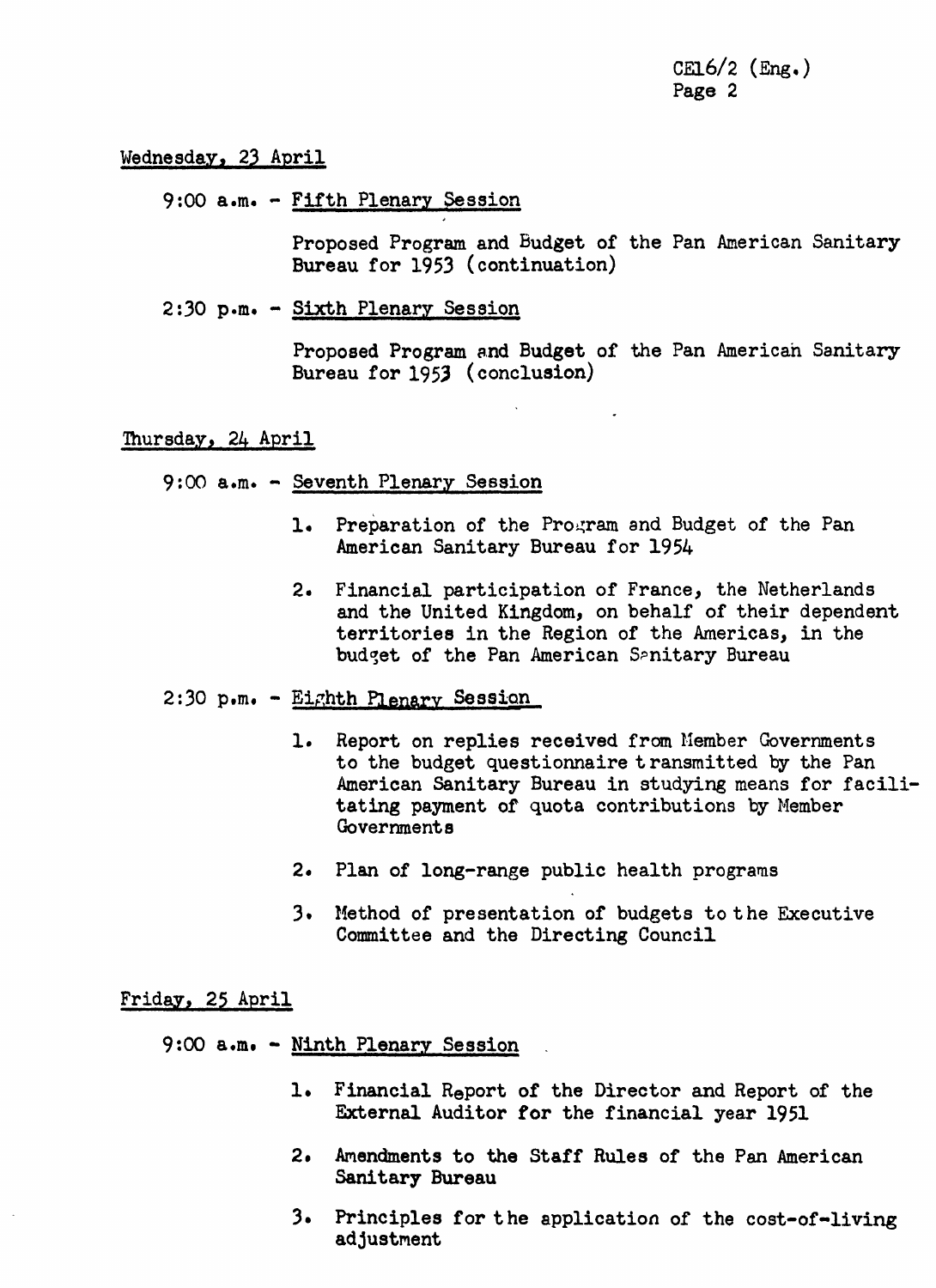Wednesday, 23 April

9:00 a.m. - Fifth Plenary Session

Proposed Program and Budget of the Pan American Sanitary Bureau for 1953 (continuation)

2:30 p.m. - Sixth Plenary Session

Proposed Program and Budget of the Pan American Sanitary Bureau for 1953 (conclusion)

Thursday, 24 April

9:00 a.m. - Seventh Plenary Session

1. Preparation of the Program and Budget of the Pan American Sanitary Bureau for 1954
2. Financial participation of France, the Netherlands and the United Kingdom, on behalf of their dependent territories in the Region of the Americas, in the budget of the Pan American Sanitary Bureau

2:30 p.m. - Eighth Plenary Session

1. Report on replies received from Member Governments to the budget questionnaire transmitted by the Pan American Sanitary Bureau in studying means for facilitating payment of quota contributions by Member Governments
2. Plan of long-range public health programs
3. Method of presentation of budgets to the Executive Committee and the Directing Council

Friday, 25 April

9:00 a.m. - Ninth Plenary Session

1. Financial Report of the Director and Report of the External Auditor for the financial year 1951
2. Amendments to the Staff Rules of the Pan American Sanitary Bureau
3. Principles for the application of the cost-of-living adjustment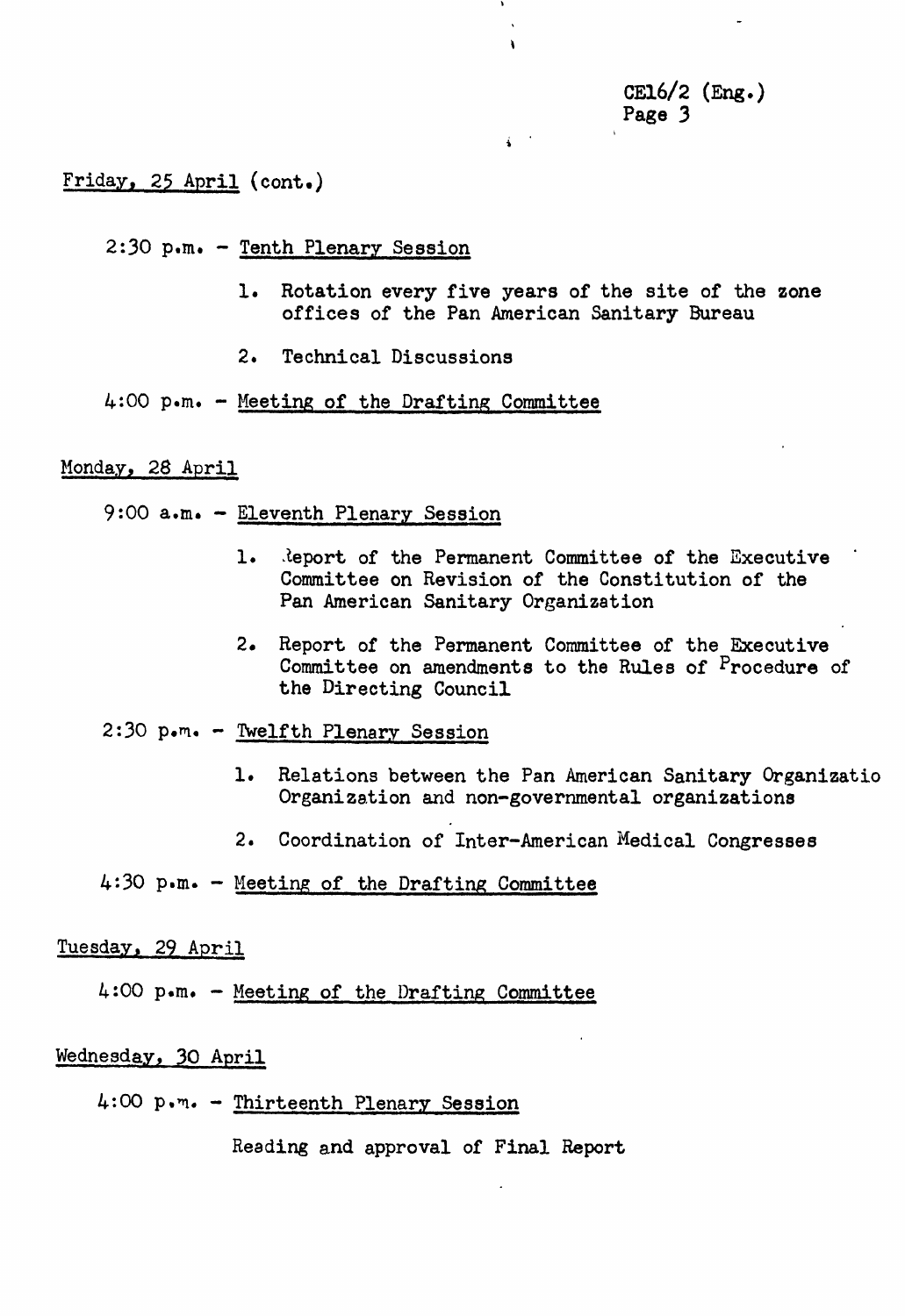Friday, 25 April (cont.)

2:30 p.m. - Tenth Plenary Session

1. Rotation every five years of the site of the zone offices of the Pan American Sanitary Bureau

2. Technical Discussions

4:00 p.m. - Meeting of the Drafting Committee

Monday, 28 April

9:00 a.m. - Eleventh Plenary Session

1. Report of the Permanent Committee of the Executive Committee on Revision of the Constitution of the Pan American Sanitary Organization

2. Report of the Permanent Committee of the Executive Committee on amendments to the Rules of Procedure of the Directing Council

2:30 p.m. - Twelfth Plenary Session

1. Relations between the Pan American Sanitary Organizatio Organization and non-governmental organizations

2. Coordination of Inter-American Medical Congresses

4:30 p.m. - Meeting of the Drafting Committee

Tuesday, 29 April

4:00 p.m. - Meeting of the Drafting Committee

Wednesday, 30 April

4:00 p.m. - Thirteenth Plenary Session

Reading and approval of Final Report